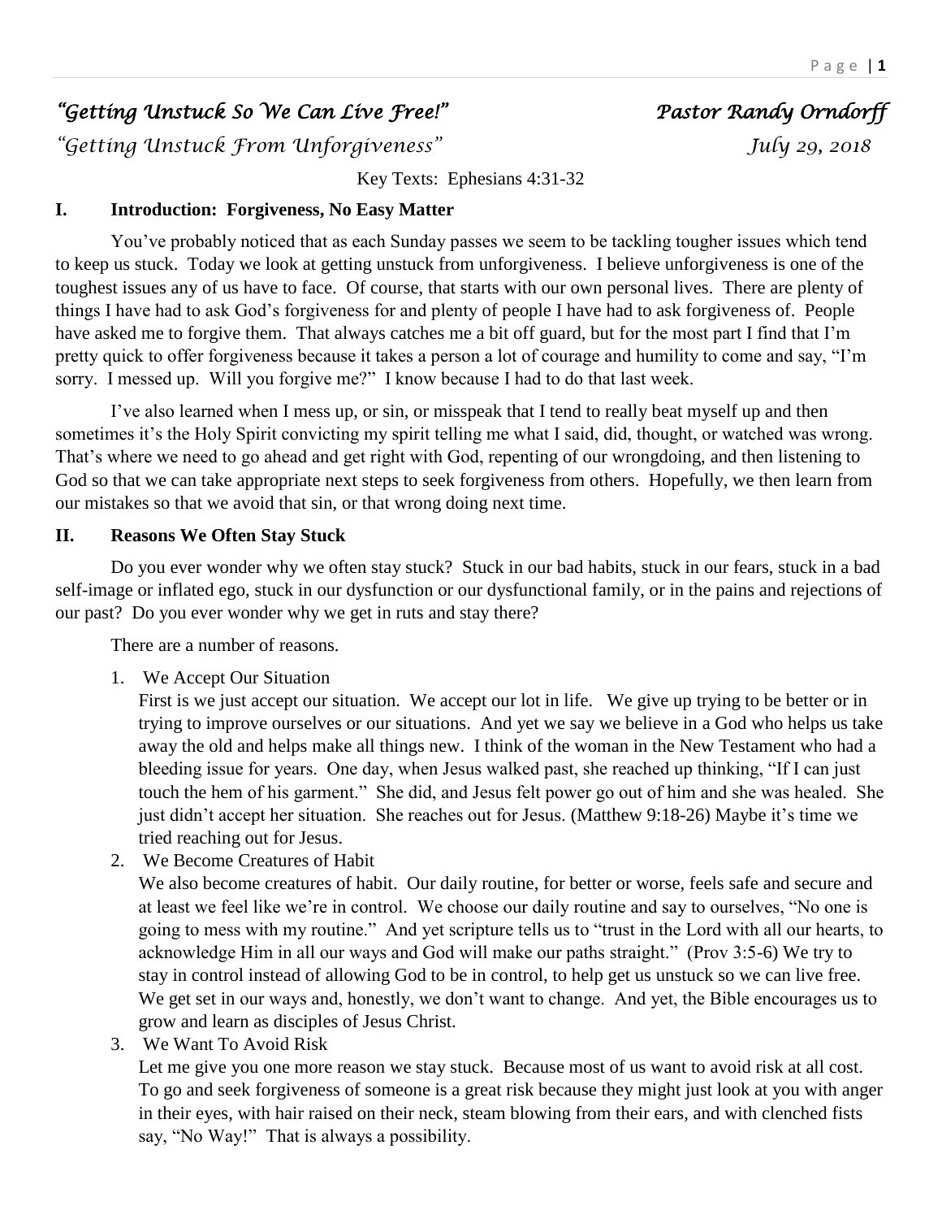# *"Getting Unstuck So We Can Live Free!"* *Pastor Randy Orndorff*

*"Getting Unstuck From Unforgiveness"* *July 29, 2018*

Key Texts: Ephesians 4:31-32

## I. Introduction: Forgiveness, No Easy Matter

You've probably noticed that as each Sunday passes we seem to be tackling tougher issues which tend to keep us stuck. Today we look at getting unstuck from unforgiveness. I believe unforgiveness is one of the toughest issues any of us have to face. Of course, that starts with our own personal lives. There are plenty of things I have had to ask God's forgiveness for and plenty of people I have had to ask forgiveness of. People have asked me to forgive them. That always catches me a bit off guard, but for the most part I find that I'm pretty quick to offer forgiveness because it takes a person a lot of courage and humility to come and say, "I'm sorry. I messed up. Will you forgive me?" I know because I had to do that last week.

I've also learned when I mess up, or sin, or misspeak that I tend to really beat myself up and then sometimes it's the Holy Spirit convicting my spirit telling me what I said, did, thought, or watched was wrong. That's where we need to go ahead and get right with God, repenting of our wrongdoing, and then listening to God so that we can take appropriate next steps to seek forgiveness from others. Hopefully, we then learn from our mistakes so that we avoid that sin, or that wrong doing next time.

## II. Reasons We Often Stay Stuck

Do you ever wonder why we often stay stuck? Stuck in our bad habits, stuck in our fears, stuck in a bad self-image or inflated ego, stuck in our dysfunction or our dysfunctional family, or in the pains and rejections of our past? Do you ever wonder why we get in ruts and stay there?

There are a number of reasons.

1. We Accept Our Situation
   First is we just accept our situation. We accept our lot in life. We give up trying to be better or in trying to improve ourselves or our situations. And yet we say we believe in a God who helps us take away the old and helps make all things new. I think of the woman in the New Testament who had a bleeding issue for years. One day, when Jesus walked past, she reached up thinking, "If I can just touch the hem of his garment." She did, and Jesus felt power go out of him and she was healed. She just didn't accept her situation. She reaches out for Jesus. (Matthew 9:18-26) Maybe it's time we tried reaching out for Jesus.
2. We Become Creatures of Habit
   We also become creatures of habit. Our daily routine, for better or worse, feels safe and secure and at least we feel like we're in control. We choose our daily routine and say to ourselves, "No one is going to mess with my routine." And yet scripture tells us to "trust in the Lord with all our hearts, to acknowledge Him in all our ways and God will make our paths straight." (Prov 3:5-6) We try to stay in control instead of allowing God to be in control, to help get us unstuck so we can live free. We get set in our ways and, honestly, we don't want to change. And yet, the Bible encourages us to grow and learn as disciples of Jesus Christ.
3. We Want To Avoid Risk
   Let me give you one more reason we stay stuck. Because most of us want to avoid risk at all cost. To go and seek forgiveness of someone is a great risk because they might just look at you with anger in their eyes, with hair raised on their neck, steam blowing from their ears, and with clenched fists say, "No Way!" That is always a possibility.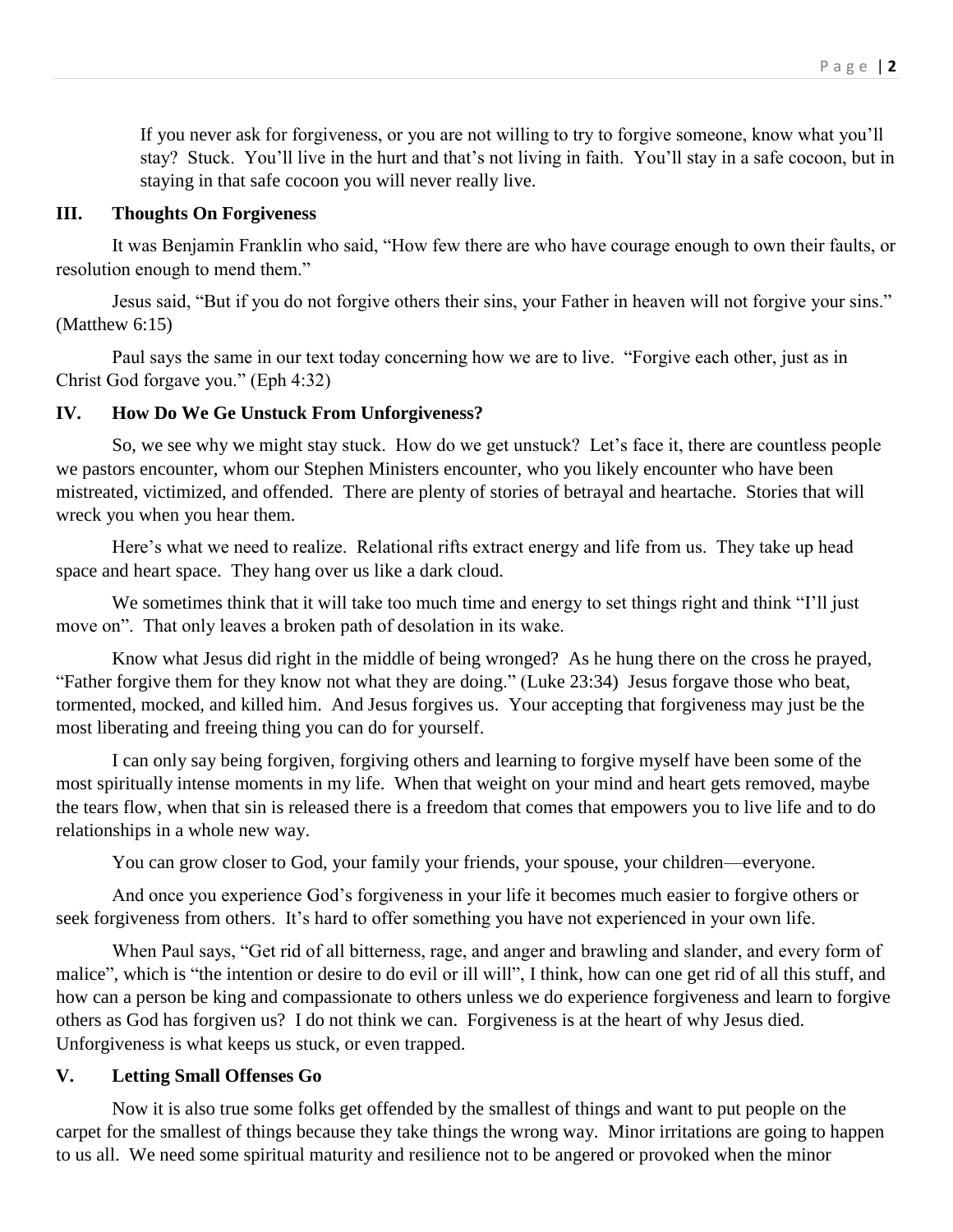If you never ask for forgiveness, or you are not willing to try to forgive someone, know what you'll stay? Stuck. You'll live in the hurt and that's not living in faith. You'll stay in a safe cocoon, but in staying in that safe cocoon you will never really live.

## III. Thoughts On Forgiveness

It was Benjamin Franklin who said, "How few there are who have courage enough to own their faults, or resolution enough to mend them."

Jesus said, "But if you do not forgive others their sins, your Father in heaven will not forgive your sins." (Matthew 6:15)

Paul says the same in our text today concerning how we are to live. "Forgive each other, just as in Christ God forgave you." (Eph 4:32)

## IV. How Do We Ge Unstuck From Unforgiveness?

So, we see why we might stay stuck. How do we get unstuck? Let's face it, there are countless people we pastors encounter, whom our Stephen Ministers encounter, who you likely encounter who have been mistreated, victimized, and offended. There are plenty of stories of betrayal and heartache. Stories that will wreck you when you hear them.

Here's what we need to realize. Relational rifts extract energy and life from us. They take up head space and heart space. They hang over us like a dark cloud.

We sometimes think that it will take too much time and energy to set things right and think "I'll just move on". That only leaves a broken path of desolation in its wake.

Know what Jesus did right in the middle of being wronged? As he hung there on the cross he prayed, "Father forgive them for they know not what they are doing." (Luke 23:34) Jesus forgave those who beat, tormented, mocked, and killed him. And Jesus forgives us. Your accepting that forgiveness may just be the most liberating and freeing thing you can do for yourself.

I can only say being forgiven, forgiving others and learning to forgive myself have been some of the most spiritually intense moments in my life. When that weight on your mind and heart gets removed, maybe the tears flow, when that sin is released there is a freedom that comes that empowers you to live life and to do relationships in a whole new way.

You can grow closer to God, your family your friends, your spouse, your children—everyone.

And once you experience God's forgiveness in your life it becomes much easier to forgive others or seek forgiveness from others. It's hard to offer something you have not experienced in your own life.

When Paul says, "Get rid of all bitterness, rage, and anger and brawling and slander, and every form of malice", which is "the intention or desire to do evil or ill will", I think, how can one get rid of all this stuff, and how can a person be king and compassionate to others unless we do experience forgiveness and learn to forgive others as God has forgiven us? I do not think we can. Forgiveness is at the heart of why Jesus died. Unforgiveness is what keeps us stuck, or even trapped.

## V. Letting Small Offenses Go

Now it is also true some folks get offended by the smallest of things and want to put people on the carpet for the smallest of things because they take things the wrong way. Minor irritations are going to happen to us all. We need some spiritual maturity and resilience not to be angered or provoked when the minor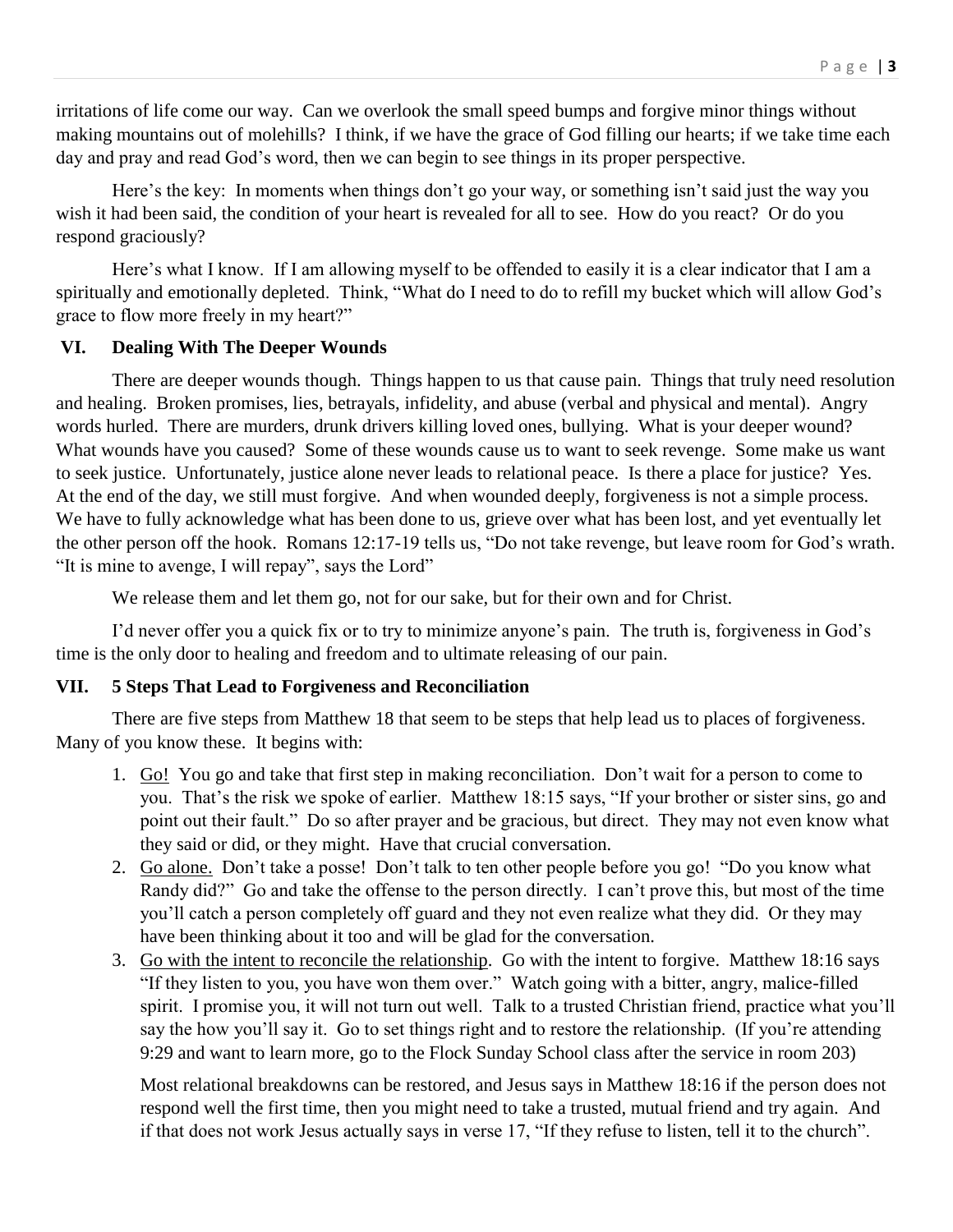irritations of life come our way. Can we overlook the small speed bumps and forgive minor things without making mountains out of molehills? I think, if we have the grace of God filling our hearts; if we take time each day and pray and read God's word, then we can begin to see things in its proper perspective.

Here's the key: In moments when things don't go your way, or something isn't said just the way you wish it had been said, the condition of your heart is revealed for all to see. How do you react? Or do you respond graciously?

Here's what I know. If I am allowing myself to be offended to easily it is a clear indicator that I am a spiritually and emotionally depleted. Think, "What do I need to do to refill my bucket which will allow God's grace to flow more freely in my heart?"

## VI. Dealing With The Deeper Wounds

There are deeper wounds though. Things happen to us that cause pain. Things that truly need resolution and healing. Broken promises, lies, betrayals, infidelity, and abuse (verbal and physical and mental). Angry words hurled. There are murders, drunk drivers killing loved ones, bullying. What is your deeper wound? What wounds have you caused? Some of these wounds cause us to want to seek revenge. Some make us want to seek justice. Unfortunately, justice alone never leads to relational peace. Is there a place for justice? Yes. At the end of the day, we still must forgive. And when wounded deeply, forgiveness is not a simple process. We have to fully acknowledge what has been done to us, grieve over what has been lost, and yet eventually let the other person off the hook. Romans 12:17-19 tells us, "Do not take revenge, but leave room for God's wrath. "It is mine to avenge, I will repay", says the Lord"

We release them and let them go, not for our sake, but for their own and for Christ.

I'd never offer you a quick fix or to try to minimize anyone's pain. The truth is, forgiveness in God's time is the only door to healing and freedom and to ultimate releasing of our pain.

## VII. 5 Steps That Lead to Forgiveness and Reconciliation

There are five steps from Matthew 18 that seem to be steps that help lead us to places of forgiveness. Many of you know these. It begins with:

1. <u>Go!</u> You go and take that first step in making reconciliation. Don't wait for a person to come to you. That's the risk we spoke of earlier. Matthew 18:15 says, "If your brother or sister sins, go and point out their fault." Do so after prayer and be gracious, but direct. They may not even know what they said or did, or they might. Have that crucial conversation.
2. <u>Go alone.</u> Don't take a posse! Don't talk to ten other people before you go! "Do you know what Randy did?" Go and take the offense to the person directly. I can't prove this, but most of the time you'll catch a person completely off guard and they not even realize what they did. Or they may have been thinking about it too and will be glad for the conversation.
3. <u>Go with the intent to reconcile the relationship</u>. Go with the intent to forgive. Matthew 18:16 says "If they listen to you, you have won them over." Watch going with a bitter, angry, malice-filled spirit. I promise you, it will not turn out well. Talk to a trusted Christian friend, practice what you'll say the how you'll say it. Go to set things right and to restore the relationship. (If you're attending 9:29 and want to learn more, go to the Flock Sunday School class after the service in room 203)

   Most relational breakdowns can be restored, and Jesus says in Matthew 18:16 if the person does not respond well the first time, then you might need to take a trusted, mutual friend and try again. And if that does not work Jesus actually says in verse 17, "If they refuse to listen, tell it to the church".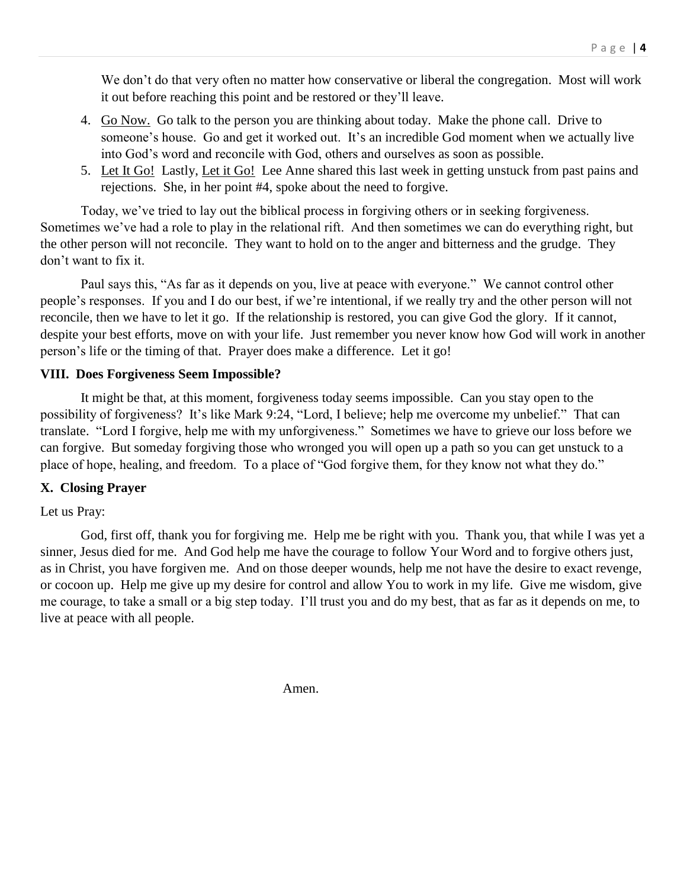We don't do that very often no matter how conservative or liberal the congregation. Most will work it out before reaching this point and be restored or they'll leave.

4. Go Now. Go talk to the person you are thinking about today. Make the phone call. Drive to someone's house. Go and get it worked out. It's an incredible God moment when we actually live into God's word and reconcile with God, others and ourselves as soon as possible.
5. Let It Go! Lastly, Let it Go! Lee Anne shared this last week in getting unstuck from past pains and rejections. She, in her point #4, spoke about the need to forgive.

Today, we've tried to lay out the biblical process in forgiving others or in seeking forgiveness. Sometimes we've had a role to play in the relational rift. And then sometimes we can do everything right, but the other person will not reconcile. They want to hold on to the anger and bitterness and the grudge. They don't want to fix it.

Paul says this, "As far as it depends on you, live at peace with everyone." We cannot control other people's responses. If you and I do our best, if we're intentional, if we really try and the other person will not reconcile, then we have to let it go. If the relationship is restored, you can give God the glory. If it cannot, despite your best efforts, move on with your life. Just remember you never know how God will work in another person's life or the timing of that. Prayer does make a difference. Let it go!

### VIII. Does Forgiveness Seem Impossible?

It might be that, at this moment, forgiveness today seems impossible. Can you stay open to the possibility of forgiveness? It's like Mark 9:24, "Lord, I believe; help me overcome my unbelief." That can translate. "Lord I forgive, help me with my unforgiveness." Sometimes we have to grieve our loss before we can forgive. But someday forgiving those who wronged you will open up a path so you can get unstuck to a place of hope, healing, and freedom. To a place of "God forgive them, for they know not what they do."

### X. Closing Prayer

Let us Pray:

God, first off, thank you for forgiving me. Help me be right with you. Thank you, that while I was yet a sinner, Jesus died for me. And God help me have the courage to follow Your Word and to forgive others just, as in Christ, you have forgiven me. And on those deeper wounds, help me not have the desire to exact revenge, or cocoon up. Help me give up my desire for control and allow You to work in my life. Give me wisdom, give me courage, to take a small or a big step today. I'll trust you and do my best, that as far as it depends on me, to live at peace with all people.

Amen.